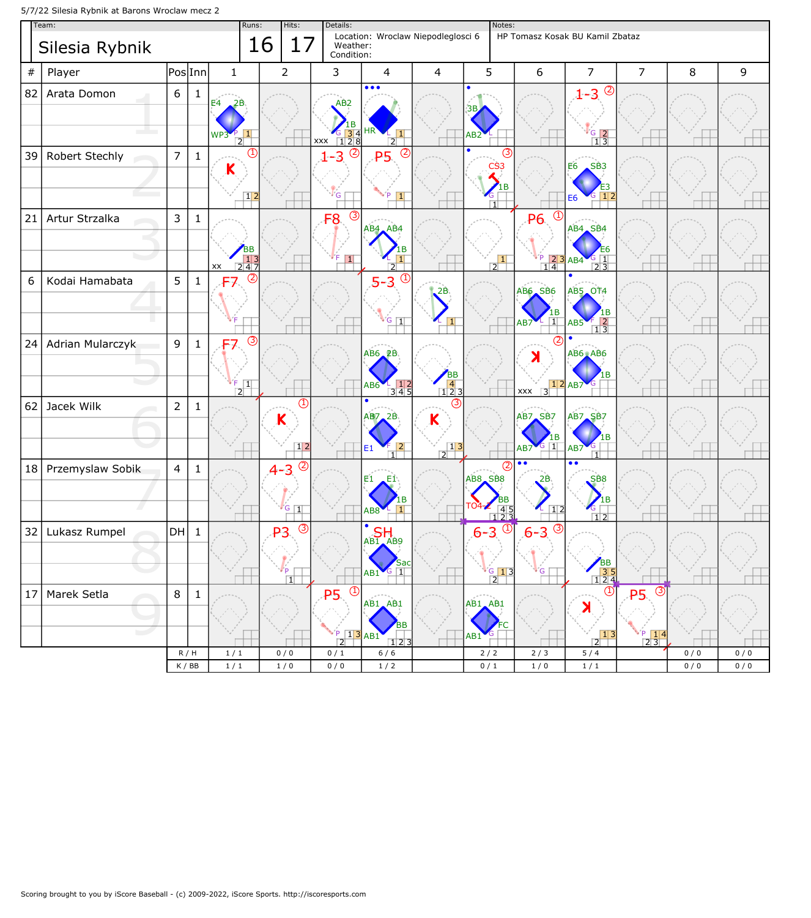5/7/22 Silesia Rybnik at Barons Wroclaw mecz 2

| Team: | Runs: | Hits: | Details: | Notes: |
|---|---|---|---|---|
| Silesia Rybnik | 16 | 17 | Location: Wroclaw Niepodleglosci 6<br>Weather:<br>Condition: | HP Tomasz Kosak BU Kamil Zbataz |

| # | Player | Pos | Inn | 1 | 2 | 3 | 4 | 4 | 5 | 6 | 7 | 7 | 8 | 9 |
|---|---|---|---|---|---|---|---|---|---|---|---|---|---|---|
| 82 | Arata Domon | 6 | 1 | E4 2B WP3 | | AB2 1B | HR | | 3B AB2 | | 1-3 | | | |
| 39 | Robert Stechly | 7 | 1 | K | | 1-3 | P5 | | CS3 1B | | E6 SB3 E3 E6 | | | |
| 21 | Artur Strzalka | 3 | 1 | BB | | F8 | AB4 AB4 1B | | | P6 | AB4 SB4 E6 AB4 | | | |
| 6 | Kodai Hamabata | 5 | 1 | F7 | | | 5-3 | 2B | | AB6 SB6 1B AB7 | AB5 OT4 1B AB5 | | | |
| 24 | Adrian Mularczyk | 9 | 1 | F7 | | | AB6 2B AB6 | BB | | K | AB6 AB6 1B AB7 | | | |
| 62 | Jacek Wilk | 2 | 1 | | K | | AB7 2B E1 | K | | AB7 SB7 1B AB7 | AB7 SB7 1B AB7 | | | |
| 18 | Przemyslaw Sobik | 4 | 1 | | 4-3 | | E1 E1 1B AB8 | | AB8 SB8 BB TO4-2 | 2B | SB8 1B | | | |
| 32 | Lukasz Rumpel | DH | 1 | | P3 | | SH AB1 AB9 Sac AB1 | | 6-3 | 6-3 | BB | | | |
| 17 | Marek Setla | 8 | 1 | | | P5 | AB1 AB1 BB AB1 | | AB1 AB1 FC AB1 | | K | P5 | | |
| | | | R / H | 1 / 1 | 0 / 0 | 0 / 1 | 6 / 6 | | 2 / 2 | 2 / 3 | 5 / 4 | | 0 / 0 | 0 / 0 |
| | | | K / BB | 1 / 1 | 1 / 0 | 0 / 0 | 1 / 2 | | 0 / 1 | 1 / 0 | 1 / 1 | | 0 / 0 | 0 / 0 |

Scoring brought to you by iScore Baseball - (c) 2009-2022, iScore Sports. http://iscoresports.com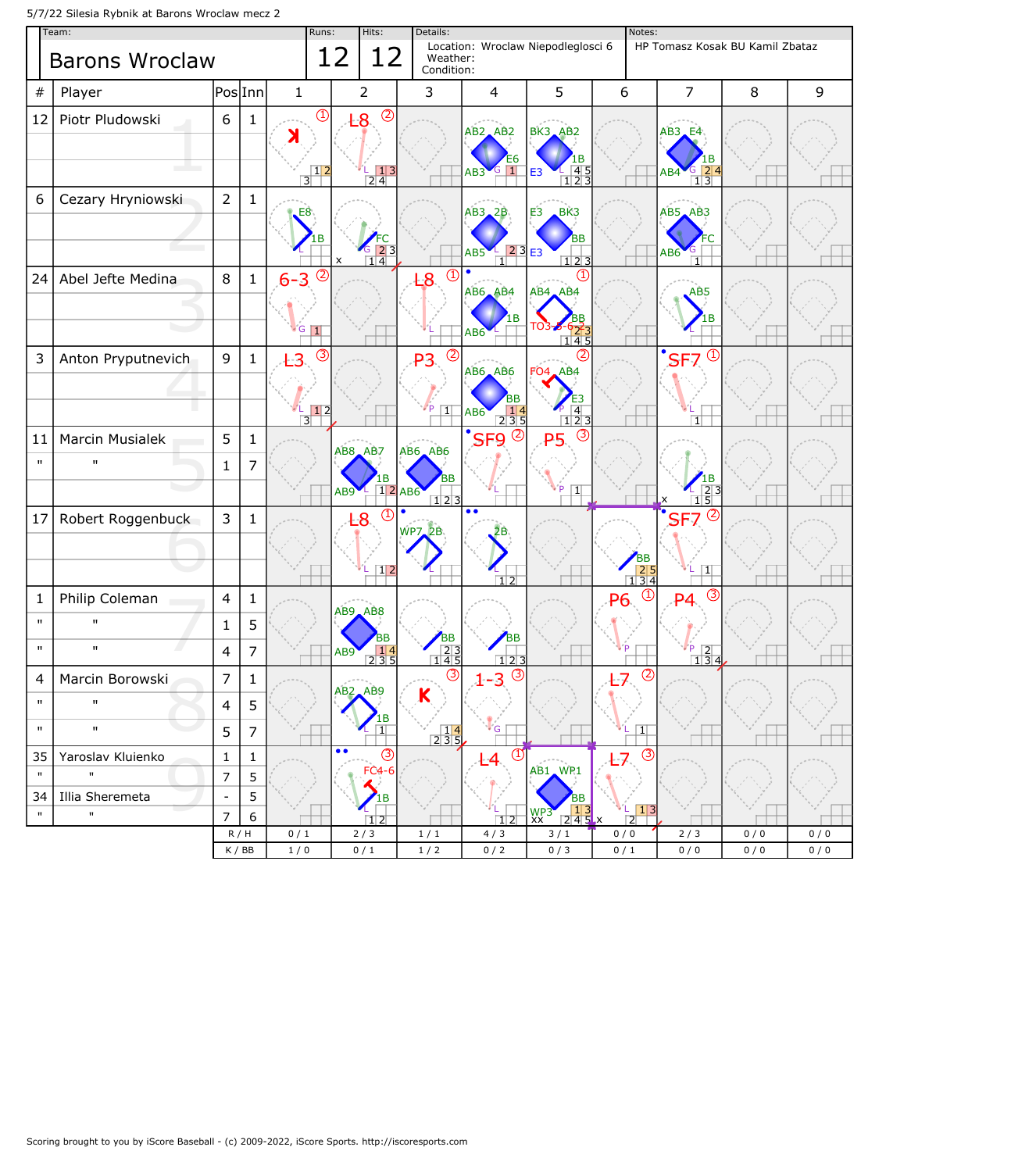5/7/22 Silesia Rybnik at Barons Wroclaw mecz 2

| Team: | Runs: | Hits: | Details: | Notes: |
|---|---|---|---|---|
| Barons Wroclaw | 12 | 12 | Location: Wroclaw Niepodleglosci 6<br>Weather:<br>Condition: | HP Tomasz Kosak BU Kamil Zbataz |

| # | Player | Pos | Inn | 1 | 2 | 3 | 4 | 5 | 6 | 7 | 8 | 9 |
|---|---|---|---|---|---|---|---|---|---|---|---|---|
| 12 | Piotr Pludowski | 6 | 1 | K (1) | L8 (2) | | E6 AB2 AB2 AB3 | 1B BK3 AB2 E3 | | 1B AB3 E4 AB4 | | |
| 6 | Cezary Hryniowski | 2 | 1 | 1B E8 | FC | | 2B AB3 AB5 | BB E3 BK3 E3 | | FC AB5 AB3 AB6 | | |
| 24 | Abel Jefte Medina | 8 | 1 | 6-3 (2) | | L8 (1) | 1B AB6 AB4 AB6 | BB AB4 AB4 TO3 (1) | | 1B AB5 | | |
| 3 | Anton Pryputnevich | 9 | 1 | L3 (3) | | P3 (2) | BB AB6 AB6 AB6 | E3 FO4 AB4 (2) | | SF7 (1) | | |
| 11 | Marcin Musialek | 5 | 1 | | 1B AB8 AB7 AB9 | BB AB6 AB6 AB6 | SF9 (2) | P5 (3) | | 1B | | |
| " | " | 1 | 7 | | | | | | | | | |
| 17 | Robert Roggenbuck | 3 | 1 | | L8 (1) | 2B WP7 | 2B | | BB | SF7 (2) | | |
| 1 | Philip Coleman | 4 | 1 | | BB AB9 AB8 AB9 | BB | BB | | P6 (1) | P4 (3) | | |
| " | " | 1 | 5 | | | | | | | | | |
| " | " | 4 | 7 | | | | | | | | | |
| 4 | Marcin Borowski | 7 | 1 | | 1B AB2 AB9 | K (3) | 1-3 (3) | | L7 (2) | | | |
| " | " | 4 | 5 | | | | | | | | | |
| " | " | 5 | 7 | | | | | | | | | |
| 35 | Yaroslav Kluienko | 1 | 1 | | 1B FC4-6 (3) | | L4 (1) | BB AB1 WP1 WP3 | L7 (3) | | | |
| " | " | 7 | 5 | | | | | | | | | |
| 34 | Illia Sheremeta | - | 5 | | | | | | | | | |
| " | " | 7 | 6 | | | | | | | | | |
| | | R / H | | 0 / 1 | 2 / 3 | 1 / 1 | 4 / 3 | 3 / 1 | 0 / 0 | 2 / 3 | 0 / 0 | 0 / 0 |
| | | K / BB | | 1 / 0 | 0 / 1 | 1 / 2 | 0 / 2 | 0 / 3 | 0 / 1 | 0 / 0 | 0 / 0 | 0 / 0 |

Scoring brought to you by iScore Baseball - (c) 2009-2022, iScore Sports. http://iscoresports.com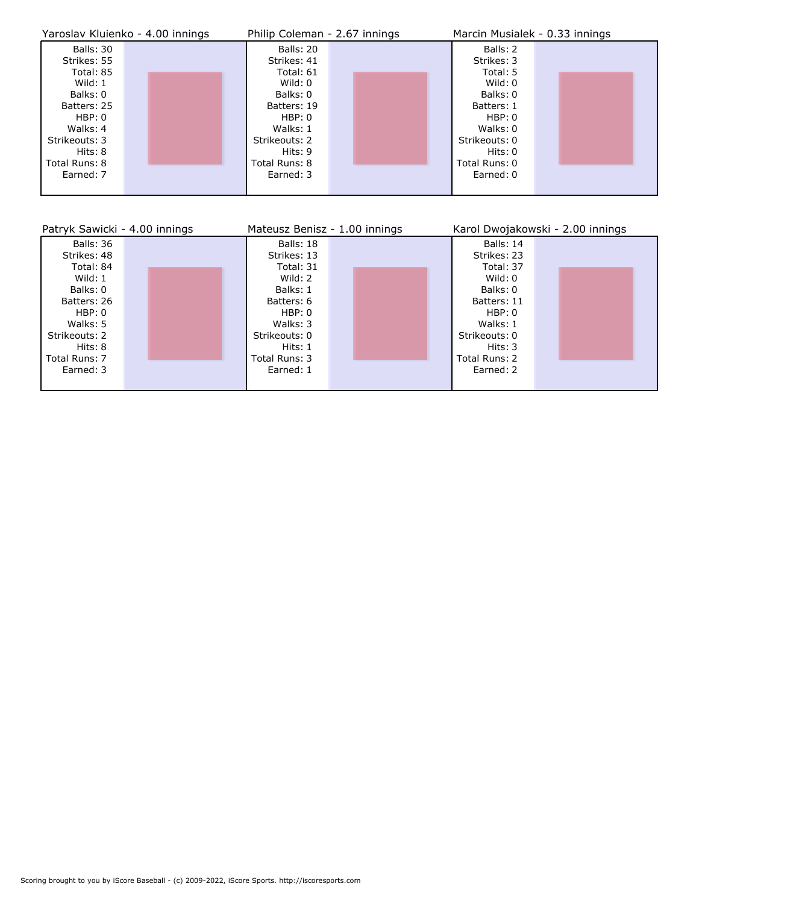### Yaroslav Kluienko - 4.00 innings

Balls: 30
Strikes: 55
Total: 85
Wild: 1
Balks: 0
Batters: 25
HBP: 0
Walks: 4
Strikeouts: 3
Hits: 8
Total Runs: 8
Earned: 7

### Philip Coleman - 2.67 innings

Balls: 20
Strikes: 41
Total: 61
Wild: 0
Balks: 0
Batters: 19
HBP: 0
Walks: 1
Strikeouts: 2
Hits: 9
Total Runs: 8
Earned: 3

### Marcin Musialek - 0.33 innings

Balls: 2
Strikes: 3
Total: 5
Wild: 0
Balks: 0
Batters: 1
HBP: 0
Walks: 0
Strikeouts: 0
Hits: 0
Total Runs: 0
Earned: 0

### Patryk Sawicki - 4.00 innings

Balls: 36
Strikes: 48
Total: 84
Wild: 1
Balks: 0
Batters: 26
HBP: 0
Walks: 5
Strikeouts: 2
Hits: 8
Total Runs: 7
Earned: 3

### Mateusz Benisz - 1.00 innings

Balls: 18
Strikes: 13
Total: 31
Wild: 2
Balks: 1
Batters: 6
HBP: 0
Walks: 3
Strikeouts: 0
Hits: 1
Total Runs: 3
Earned: 1

### Karol Dwojakowski - 2.00 innings

Balls: 14
Strikes: 23
Total: 37
Wild: 0
Balks: 0
Batters: 11
HBP: 0
Walks: 1
Strikeouts: 0
Hits: 3
Total Runs: 2
Earned: 2

Scoring brought to you by iScore Baseball - (c) 2009-2022, iScore Sports. http://iscoresports.com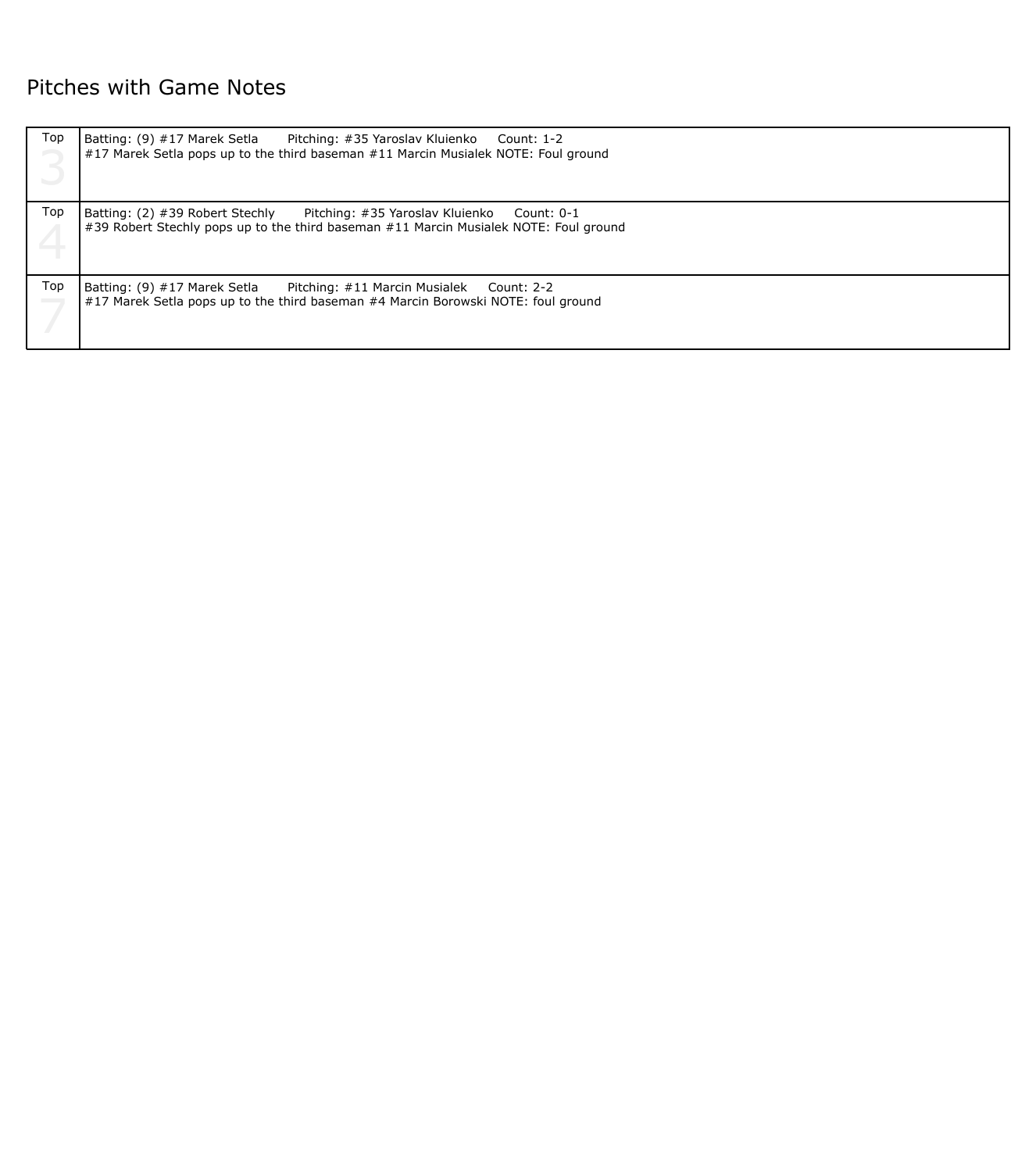# Pitches with Game Notes

| | |
|---|---|
| Top 3 | Batting: (9) #17 Marek Setla Pitching: #35 Yaroslav Kluienko Count: 1-2<br>#17 Marek Setla pops up to the third baseman #11 Marcin Musialek NOTE: Foul ground |
| Top 4 | Batting: (2) #39 Robert Stechly Pitching: #35 Yaroslav Kluienko Count: 0-1<br>#39 Robert Stechly pops up to the third baseman #11 Marcin Musialek NOTE: Foul ground |
| Top 7 | Batting: (9) #17 Marek Setla Pitching: #11 Marcin Musialek Count: 2-2<br>#17 Marek Setla pops up to the third baseman #4 Marcin Borowski NOTE: foul ground |